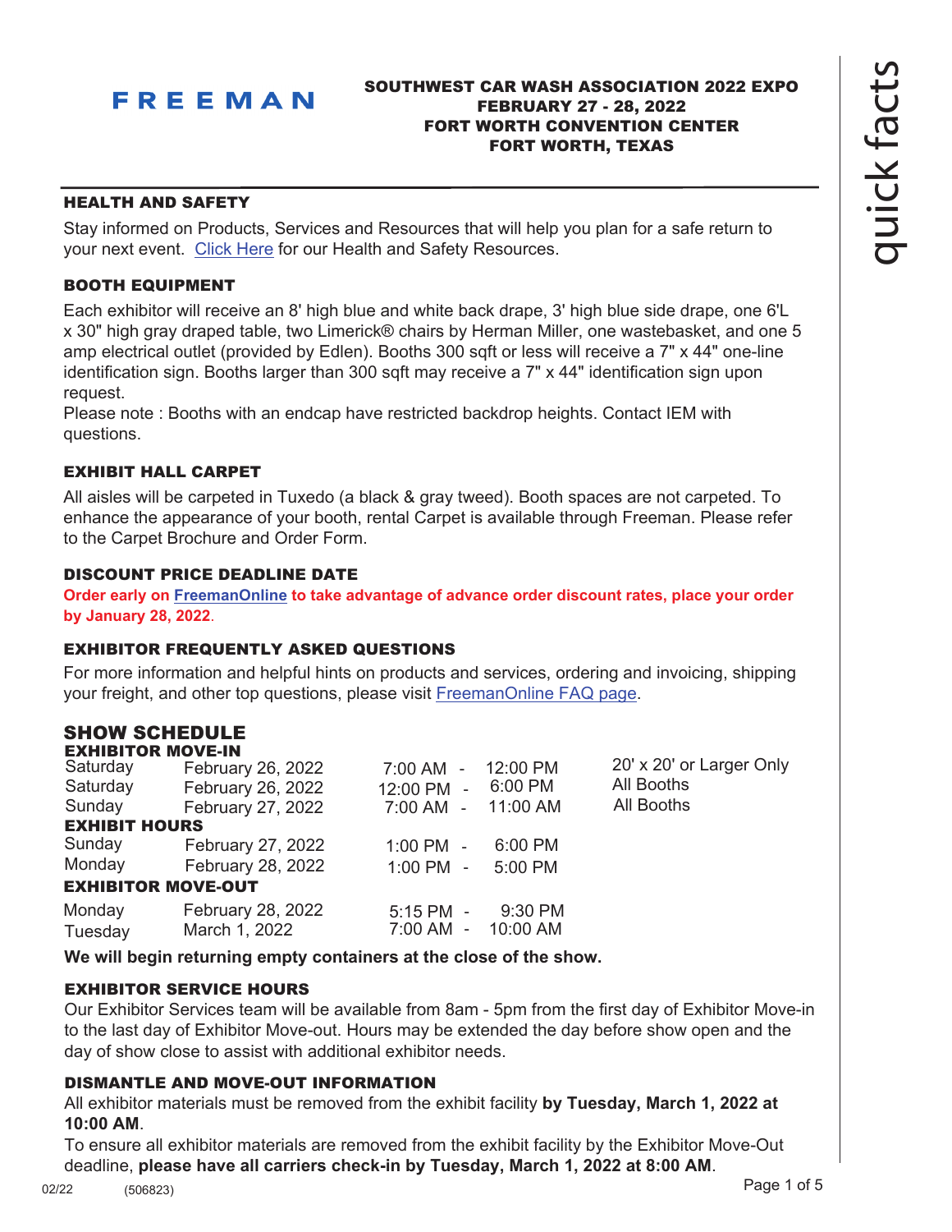FREEMAN

**SOUTHWEST CAR WASH ASSOCIATION 2022 EXPO**
**FEBRUARY 27 - 28, 2022**
**FORT WORTH CONVENTION CENTER**
**FORT WORTH, TEXAS**

quick facts

## HEALTH AND SAFETY

Stay informed on Products, Services and Resources that will help you plan for a safe return to your next event. Click Here for our Health and Safety Resources.

## BOOTH EQUIPMENT

Each exhibitor will receive an 8' high blue and white back drape, 3' high blue side drape, one 6'L x 30" high gray draped table, two Limerick® chairs by Herman Miller, one wastebasket, and one 5 amp electrical outlet (provided by Edlen). Booths 300 sqft or less will receive a 7" x 44" one-line identification sign. Booths larger than 300 sqft may receive a 7" x 44" identification sign upon request.
Please note : Booths with an endcap have restricted backdrop heights. Contact IEM with questions.

## EXHIBIT HALL CARPET

All aisles will be carpeted in Tuxedo (a black & gray tweed). Booth spaces are not carpeted. To enhance the appearance of your booth, rental Carpet is available through Freeman. Please refer to the Carpet Brochure and Order Form.

## DISCOUNT PRICE DEADLINE DATE

**Order early on FreemanOnline to take advantage of advance order discount rates, place your order by January 28, 2022.**

## EXHIBITOR FREQUENTLY ASKED QUESTIONS

For more information and helpful hints on products and services, ordering and invoicing, shipping your freight, and other top questions, please visit FreemanOnline FAQ page.

## SHOW SCHEDULE

**EXHIBITOR MOVE-IN**

| | | | |
|---|---|---|---|
| Saturday | February 26, 2022 | 7:00 AM - 12:00 PM | 20' x 20' or Larger Only |
| Saturday | February 26, 2022 | 12:00 PM - 6:00 PM | All Booths |
| Sunday | February 27, 2022 | 7:00 AM - 11:00 AM | All Booths |

**EXHIBIT HOURS**

| | | |
|---|---|---|
| Sunday | February 27, 2022 | 1:00 PM - 6:00 PM |
| Monday | February 28, 2022 | 1:00 PM - 5:00 PM |

**EXHIBITOR MOVE-OUT**

| | | |
|---|---|---|
| Monday | February 28, 2022 | 5:15 PM - 9:30 PM |
| Tuesday | March 1, 2022 | 7:00 AM - 10:00 AM |

**We will begin returning empty containers at the close of the show.**

## EXHIBITOR SERVICE HOURS

Our Exhibitor Services team will be available from 8am - 5pm from the first day of Exhibitor Move-in to the last day of Exhibitor Move-out. Hours may be extended the day before show open and the day of show close to assist with additional exhibitor needs.

## DISMANTLE AND MOVE-OUT INFORMATION

All exhibitor materials must be removed from the exhibit facility **by Tuesday, March 1, 2022 at 10:00 AM**.
To ensure all exhibitor materials are removed from the exhibit facility by the Exhibitor Move-Out deadline, **please have all carriers check-in by Tuesday, March 1, 2022 at 8:00 AM**.

02/22 (506823)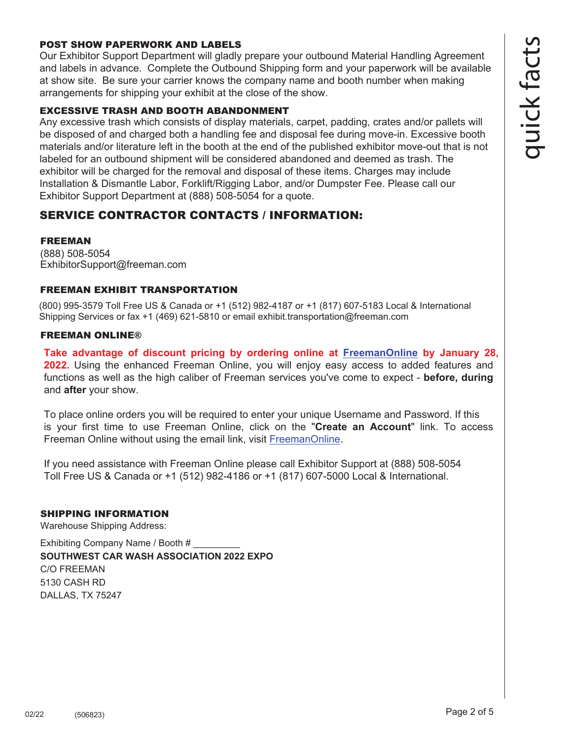### POST SHOW PAPERWORK AND LABELS

Our Exhibitor Support Department will gladly prepare your outbound Material Handling Agreement and labels in advance. Complete the Outbound Shipping form and your paperwork will be available at show site. Be sure your carrier knows the company name and booth number when making arrangements for shipping your exhibit at the close of the show.

### EXCESSIVE TRASH AND BOOTH ABANDONMENT

Any excessive trash which consists of display materials, carpet, padding, crates and/or pallets will be disposed of and charged both a handling fee and disposal fee during move-in. Excessive booth materials and/or literature left in the booth at the end of the published exhibitor move-out that is not labeled for an outbound shipment will be considered abandoned and deemed as trash. The exhibitor will be charged for the removal and disposal of these items. Charges may include Installation & Dismantle Labor, Forklift/Rigging Labor, and/or Dumpster Fee. Please call our Exhibitor Support Department at (888) 508-5054 for a quote.

## SERVICE CONTRACTOR CONTACTS / INFORMATION:

### FREEMAN

(888) 508-5054
ExhibitorSupport@freeman.com

### FREEMAN EXHIBIT TRANSPORTATION

(800) 995-3579 Toll Free US & Canada or +1 (512) 982-4187 or +1 (817) 607-5183 Local & International Shipping Services or fax +1 (469) 621-5810 or email exhibit.transportation@freeman.com

### FREEMAN ONLINE®

**Take advantage of discount pricing by ordering online at FreemanOnline by January 28, 2022.** Using the enhanced Freeman Online, you will enjoy easy access to added features and functions as well as the high caliber of Freeman services you've come to expect - **before, during** and **after** your show.

To place online orders you will be required to enter your unique Username and Password. If this is your first time to use Freeman Online, click on the "**Create an Account**" link. To access Freeman Online without using the email link, visit FreemanOnline.

If you need assistance with Freeman Online please call Exhibitor Support at (888) 508-5054 Toll Free US & Canada or +1 (512) 982-4186 or +1 (817) 607-5000 Local & International.

### SHIPPING INFORMATION

Warehouse Shipping Address:

Exhibiting Company Name / Booth # _________
**SOUTHWEST CAR WASH ASSOCIATION 2022 EXPO**
C/O FREEMAN
5130 CASH RD
DALLAS, TX 75247

02/22 (506823)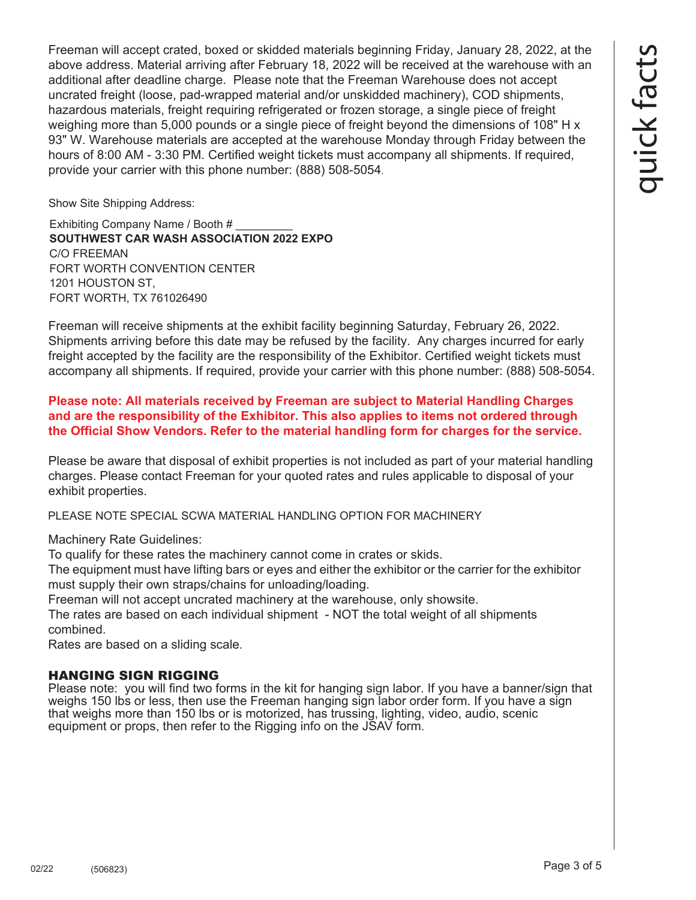Freeman will accept crated, boxed or skidded materials beginning Friday, January 28, 2022, at the above address. Material arriving after February 18, 2022 will be received at the warehouse with an additional after deadline charge. Please note that the Freeman Warehouse does not accept uncrated freight (loose, pad-wrapped material and/or unskidded machinery), COD shipments, hazardous materials, freight requiring refrigerated or frozen storage, a single piece of freight weighing more than 5,000 pounds or a single piece of freight beyond the dimensions of 108" H x 93" W. Warehouse materials are accepted at the warehouse Monday through Friday between the hours of 8:00 AM - 3:30 PM. Certified weight tickets must accompany all shipments. If required, provide your carrier with this phone number: (888) 508-5054.

Show Site Shipping Address:

Exhibiting Company Name / Booth # _________
**SOUTHWEST CAR WASH ASSOCIATION 2022 EXPO**
C/O FREEMAN
FORT WORTH CONVENTION CENTER
1201 HOUSTON ST,
FORT WORTH, TX 761026490

Freeman will receive shipments at the exhibit facility beginning Saturday, February 26, 2022. Shipments arriving before this date may be refused by the facility. Any charges incurred for early freight accepted by the facility are the responsibility of the Exhibitor. Certified weight tickets must accompany all shipments. If required, provide your carrier with this phone number: (888) 508-5054.

**Please note: All materials received by Freeman are subject to Material Handling Charges and are the responsibility of the Exhibitor. This also applies to items not ordered through the Official Show Vendors. Refer to the material handling form for charges for the service.**

Please be aware that disposal of exhibit properties is not included as part of your material handling charges. Please contact Freeman for your quoted rates and rules applicable to disposal of your exhibit properties.

PLEASE NOTE SPECIAL SCWA MATERIAL HANDLING OPTION FOR MACHINERY

Machinery Rate Guidelines:
To qualify for these rates the machinery cannot come in crates or skids.
The equipment must have lifting bars or eyes and either the exhibitor or the carrier for the exhibitor must supply their own straps/chains for unloading/loading.
Freeman will not accept uncrated machinery at the warehouse, only showsite.
The rates are based on each individual shipment - NOT the total weight of all shipments combined.
Rates are based on a sliding scale.

## HANGING SIGN RIGGING

Please note: you will find two forms in the kit for hanging sign labor. If you have a banner/sign that weighs 150 lbs or less, then use the Freeman hanging sign labor order form. If you have a sign that weighs more than 150 lbs or is motorized, has trussing, lighting, video, audio, scenic equipment or props, then refer to the Rigging info on the JSAV form.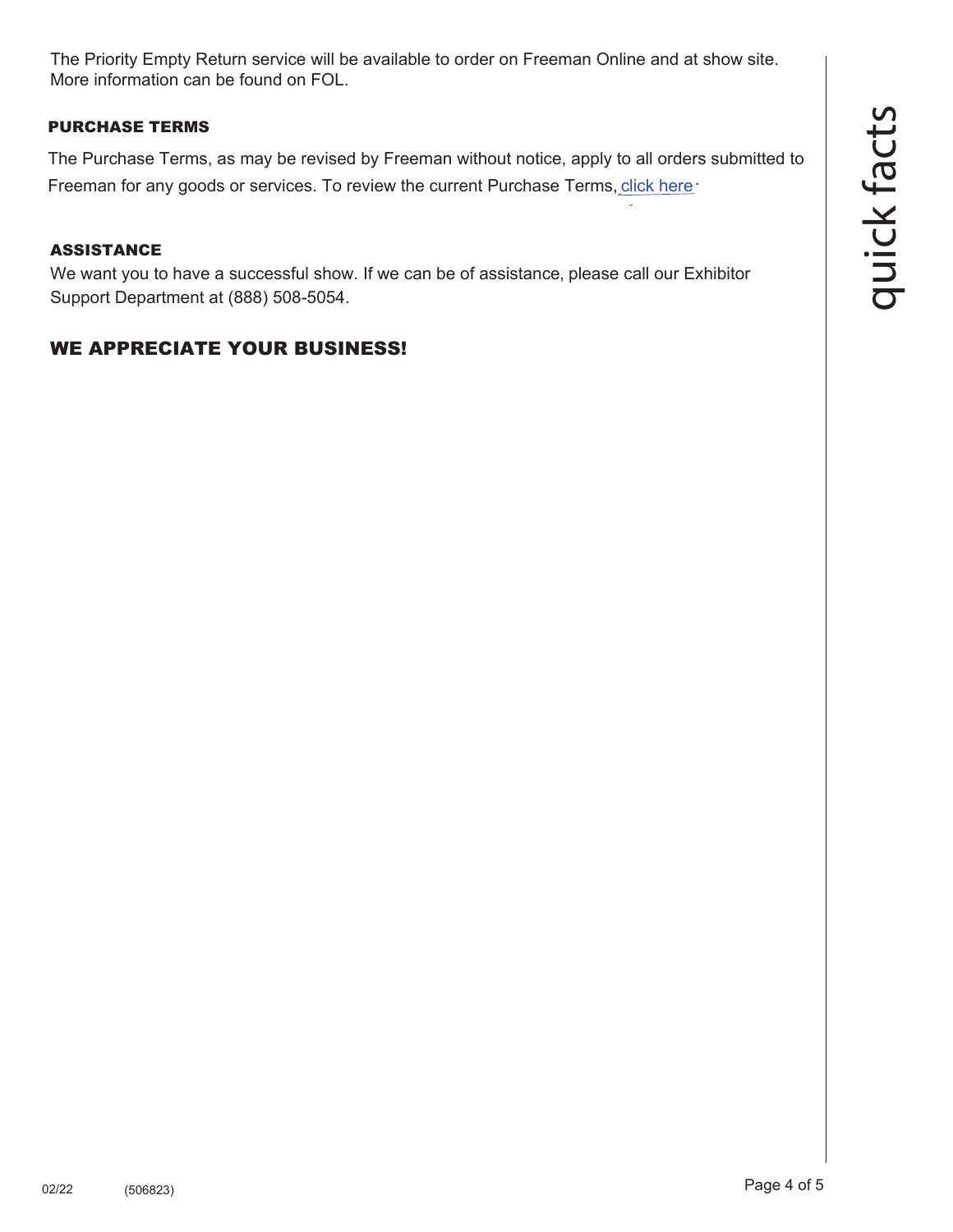The Priority Empty Return service will be available to order on Freeman Online and at show site. More information can be found on FOL.

## PURCHASE TERMS

The Purchase Terms, as may be revised by Freeman without notice, apply to all orders submitted to Freeman for any goods or services. To review the current Purchase Terms, click here.

## ASSISTANCE

We want you to have a successful show. If we can be of assistance, please call our Exhibitor Support Department at (888) 508-5054.

## WE APPRECIATE YOUR BUSINESS!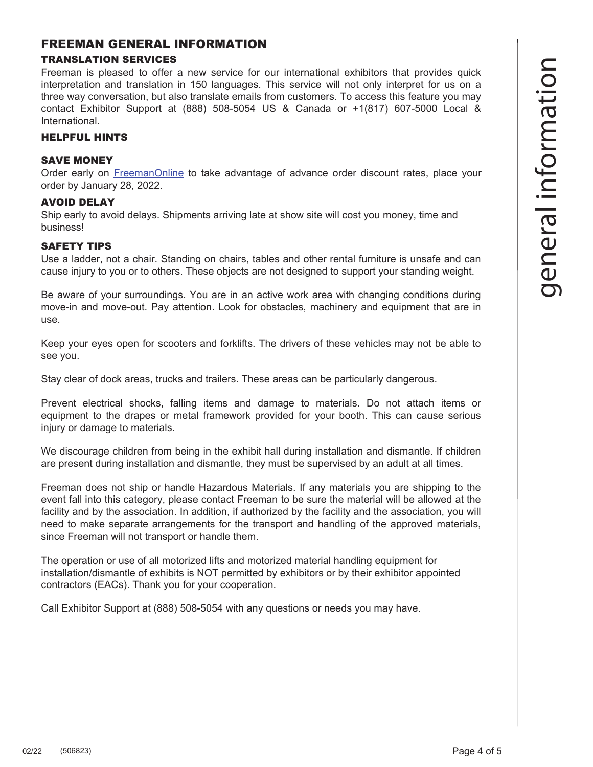# FREEMAN GENERAL INFORMATION

## TRANSLATION SERVICES

Freeman is pleased to offer a new service for our international exhibitors that provides quick interpretation and translation in 150 languages. This service will not only interpret for us on a three way conversation, but also translate emails from customers. To access this feature you may contact Exhibitor Support at (888) 508-5054 US & Canada or +1(817) 607-5000 Local & International.

## HELPFUL HINTS

### SAVE MONEY

Order early on FreemanOnline to take advantage of advance order discount rates, place your order by January 28, 2022.

### AVOID DELAY

Ship early to avoid delays. Shipments arriving late at show site will cost you money, time and business!

### SAFETY TIPS

Use a ladder, not a chair. Standing on chairs, tables and other rental furniture is unsafe and can cause injury to you or to others. These objects are not designed to support your standing weight.

Be aware of your surroundings. You are in an active work area with changing conditions during move-in and move-out. Pay attention. Look for obstacles, machinery and equipment that are in use.

Keep your eyes open for scooters and forklifts. The drivers of these vehicles may not be able to see you.

Stay clear of dock areas, trucks and trailers. These areas can be particularly dangerous.

Prevent electrical shocks, falling items and damage to materials. Do not attach items or equipment to the drapes or metal framework provided for your booth. This can cause serious injury or damage to materials.

We discourage children from being in the exhibit hall during installation and dismantle. If children are present during installation and dismantle, they must be supervised by an adult at all times.

Freeman does not ship or handle Hazardous Materials. If any materials you are shipping to the event fall into this category, please contact Freeman to be sure the material will be allowed at the facility and by the association. In addition, if authorized by the facility and the association, you will need to make separate arrangements for the transport and handling of the approved materials, since Freeman will not transport or handle them.

The operation or use of all motorized lifts and motorized material handling equipment for installation/dismantle of exhibits is NOT permitted by exhibitors or by their exhibitor appointed contractors (EACs). Thank you for your cooperation.

Call Exhibitor Support at (888) 508-5054 with any questions or needs you may have.